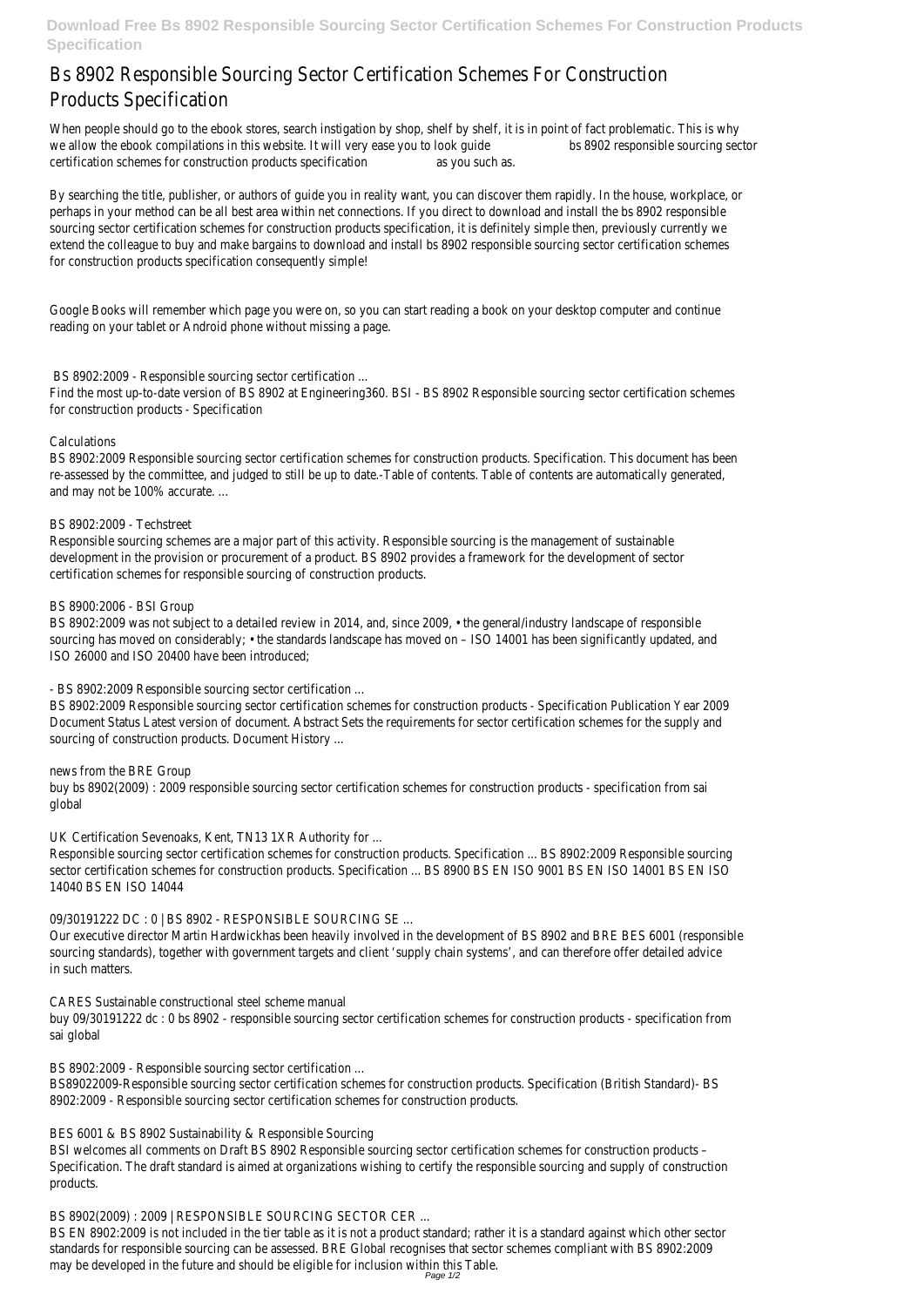# Bs 8902 Responsible Sourcing Sector Certification Schemes For Construction Products Specification

When people should go to the ebook stores, search instigation by shop, shelf by shelf, it is in point of fact problematic. This is why we allow the ebook compilations in this website. It will very ease you to look guide **bs 8902 responsible sourcing sector certification schemes for construction products specification** as you such as.

By searching the title, publisher, or authors of guide you in reality want, you can discover them rapidly. In the house, workplace, or perhaps in your method can be all best area within net connections. If you direct to download and install the bs 8902 responsible sourcing sector certification schemes for construction products specification, it is definitely simple then, previously currently we extend the colleague to buy and make bargains to download and install bs 8902 responsible sourcing sector certification schemes for construction products specification consequently simple!

Google Books will remember which page you were on, so you can start reading a book on your desktop computer and continue reading on your tablet or Android phone without missing a page.

## BS 8902:2009 - Responsible sourcing sector certification ...

Find the most up-to-date version of BS 8902 at Engineering360. BSI - BS 8902 Responsible sourcing sector certification schemes for construction products - Specification

## Calculations

BS 8902:2009 Responsible sourcing sector certification schemes for construction products. Specification. This document has been re-assessed by the committee, and judged to still be up to date.-Table of contents. Table of contents are automatically generated, and may not be 100% accurate. ...

## BS 8902:2009 - Techstreet

Responsible sourcing schemes are a major part of this activity. Responsible sourcing is the management of sustainable development in the provision or procurement of a product. BS 8902 provides a framework for the development of sector certification schemes for responsible sourcing of construction products.

## BS 8900:2006 - BSI Group

BS 8902:2009 was not subject to a detailed review in 2014, and, since 2009, • the general/industry landscape of responsible sourcing has moved on considerably; • the standards landscape has moved on – ISO 14001 has been significantly updated, and ISO 26000 and ISO 20400 have been introduced;

## - BS 8902:2009 Responsible sourcing sector certification ...

BS 8902:2009 Responsible sourcing sector certification schemes for construction products - Specification Publication Year 2009 Document Status Latest version of document. Abstract Sets the requirements for sector certification schemes for the supply and sourcing of construction products. Document History ...

## news from the BRE Group

buy bs 8902(2009) : 2009 responsible sourcing sector certification schemes for construction products - specification from sai global

## UK Certification Sevenoaks, Kent, TN13 1XR Authority for ...

Responsible sourcing sector certification schemes for construction products. Specification ... BS 8902:2009 Responsible sourcing sector certification schemes for construction products. Specification ... BS 8900 BS EN ISO 9001 BS EN ISO 14001 BS EN ISO 14040 BS EN ISO 14044

## 09/30191222 DC : 0 | BS 8902 - RESPONSIBLE SOURCING SE ...

Our executive director Martin Hardwickhas been heavily involved in the development of BS 8902 and BRE BES 6001 (responsible sourcing standards), together with government targets and client 'supply chain systems', and can therefore offer detailed advice in such matters.

## CARES Sustainable constructional steel scheme manual

buy 09/30191222 dc : 0 bs 8902 - responsible sourcing sector certification schemes for construction products - specification from sai global

## BS 8902:2009 - Responsible sourcing sector certification ...

BS89022009-Responsible sourcing sector certification schemes for construction products. Specification (British Standard)- BS 8902:2009 - Responsible sourcing sector certification schemes for construction products.

## BES 6001 & BS 8902 Sustainability & Responsible Sourcing

BSI welcomes all comments on Draft BS 8902 Responsible sourcing sector certification schemes for construction products – Specification. The draft standard is aimed at organizations wishing to certify the responsible sourcing and supply of construction products.

## BS 8902(2009) : 2009 | RESPONSIBLE SOURCING SECTOR CER ...

BS EN 8902:2009 is not included in the tier table as it is not a product standard; rather it is a standard against which other sector standards for responsible sourcing can be assessed. BRE Global recognises that sector schemes compliant with BS 8902:2009 may be developed in the future and should be eligible for inclusion within this Table.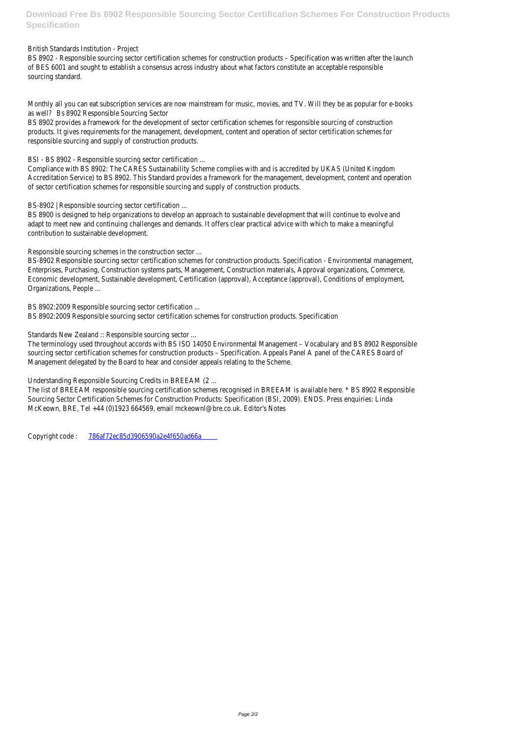British Standards Institution - Project

BS 8902 - Responsible sourcing sector certification schemes for construction products – Specification was written after the launch of BES 6001 and sought to establish a consensus across industry about what factors constitute an acceptable responsible sourcing standard.

Monthly all you can eat subscription services are now mainstream for music, movies, and TV. Will they be as popular for e-books as well? Bs 8902 Responsible Sourcing Sector

BS 8902 provides a framework for the development of sector certification schemes for responsible sourcing of construction products. It gives requirements for the management, development, content and operation of sector certification schemes for responsible sourcing and supply of construction products.

BSI - BS 8902 - Responsible sourcing sector certification ...

Compliance with BS 8902: The CARES Sustainability Scheme complies with and is accredited by UKAS (United Kingdom Accreditation Service) to BS 8902. This Standard provides a framework for the management, development, content and operation of sector certification schemes for responsible sourcing and supply of construction products.

BS-8902 | Responsible sourcing sector certification ...

BS 8900 is designed to help organizations to develop an approach to sustainable development that will continue to evolve and adapt to meet new and continuing challenges and demands. It offers clear practical advice with which to make a meaningful contribution to sustainable development.

Responsible sourcing schemes in the construction sector ...

BS-8902 Responsible sourcing sector certification schemes for construction products. Specification - Environmental management, Enterprises, Purchasing, Construction systems parts, Management, Construction materials, Approval organizations, Commerce, Economic development, Sustainable development, Certification (approval), Acceptance (approval), Conditions of employment, Organizations, People ...

BS 8902:2009 Responsible sourcing sector certification ...

BS 8902:2009 Responsible sourcing sector certification schemes for construction products. Specification

Standards New Zealand :: Responsible sourcing sector ...

The terminology used throughout accords with BS ISO 14050 Environmental Management – Vocabulary and BS 8902 Responsible sourcing sector certification schemes for construction products – Specification. Appeals Panel A panel of the CARES Board of Management delegated by the Board to hear and consider appeals relating to the Scheme.

Understanding Responsible Sourcing Credits in BREEAM (2 ...

The list of BREEAM responsible sourcing certification schemes recognised in BREEAM is available here. * BS 8902 Responsible Sourcing Sector Certification Schemes for Construction Products: Specification (BSI, 2009). ENDS. Press enquiries: Linda McKeown, BRE, Tel +44 (0)1923 664569, email mckeownl@bre.co.uk. Editor's Notes

Copyright code : 786af72ec85d3906590a2e4f650ad66a